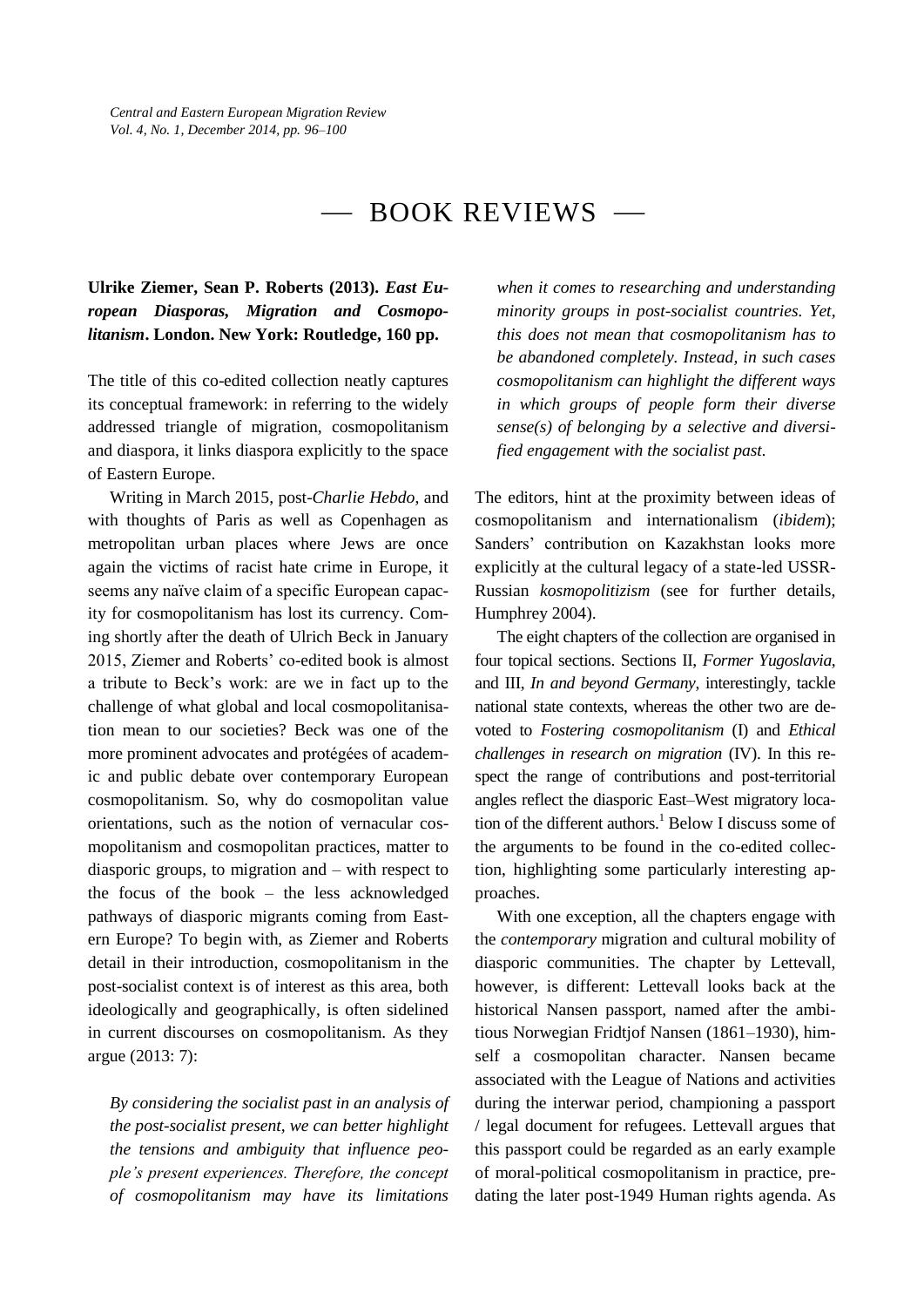# — BOOK REVIEWS —

**Ulrike Ziemer, Sean P. Roberts (2013).** ***East European Diasporas, Migration and Cosmopolitanism*****. London. New York: Routledge, 160 pp.**

The title of this co-edited collection neatly captures its conceptual framework: in referring to the widely addressed triangle of migration, cosmopolitanism and diaspora, it links diaspora explicitly to the space of Eastern Europe.

Writing in March 2015, post-*Charlie Hebdo*, and with thoughts of Paris as well as Copenhagen as metropolitan urban places where Jews are once again the victims of racist hate crime in Europe, it seems any naïve claim of a specific European capacity for cosmopolitanism has lost its currency. Coming shortly after the death of Ulrich Beck in January 2015, Ziemer and Roberts' co-edited book is almost a tribute to Beck's work: are we in fact up to the challenge of what global and local cosmopolitanisation mean to our societies? Beck was one of the more prominent advocates and protégées of academic and public debate over contemporary European cosmopolitanism. So, why do cosmopolitan value orientations, such as the notion of vernacular cosmopolitanism and cosmopolitan practices, matter to diasporic groups, to migration and – with respect to the focus of the book – the less acknowledged pathways of diasporic migrants coming from Eastern Europe? To begin with, as Ziemer and Roberts detail in their introduction, cosmopolitanism in the post-socialist context is of interest as this area, both ideologically and geographically, is often sidelined in current discourses on cosmopolitanism. As they argue (2013: 7):

> *By considering the socialist past in an analysis of the post-socialist present, we can better highlight the tensions and ambiguity that influence people's present experiences. Therefore, the concept of cosmopolitanism may have its limitations when it comes to researching and understanding minority groups in post-socialist countries. Yet, this does not mean that cosmopolitanism has to be abandoned completely. Instead, in such cases cosmopolitanism can highlight the different ways in which groups of people form their diverse sense(s) of belonging by a selective and diversified engagement with the socialist past.*

The editors, hint at the proximity between ideas of cosmopolitanism and internationalism (*ibidem*); Sanders' contribution on Kazakhstan looks more explicitly at the cultural legacy of a state-led USSR-Russian *kosmopolitizism* (see for further details, Humphrey 2004).

The eight chapters of the collection are organised in four topical sections. Sections II, *Former Yugoslavia*, and III, *In and beyond Germany*, interestingly, tackle national state contexts, whereas the other two are devoted to *Fostering cosmopolitanism* (I) and *Ethical challenges in research on migration* (IV). In this respect the range of contributions and post-territorial angles reflect the diasporic East–West migratory location of the different authors.[1] Below I discuss some of the arguments to be found in the co-edited collection, highlighting some particularly interesting approaches.

With one exception, all the chapters engage with the *contemporary* migration and cultural mobility of diasporic communities. The chapter by Lettevall, however, is different: Lettevall looks back at the historical Nansen passport, named after the ambitious Norwegian Fridtjof Nansen (1861–1930), himself a cosmopolitan character. Nansen became associated with the League of Nations and activities during the interwar period, championing a passport / legal document for refugees. Lettevall argues that this passport could be regarded as an early example of moral-political cosmopolitanism in practice, predating the later post-1949 Human rights agenda. As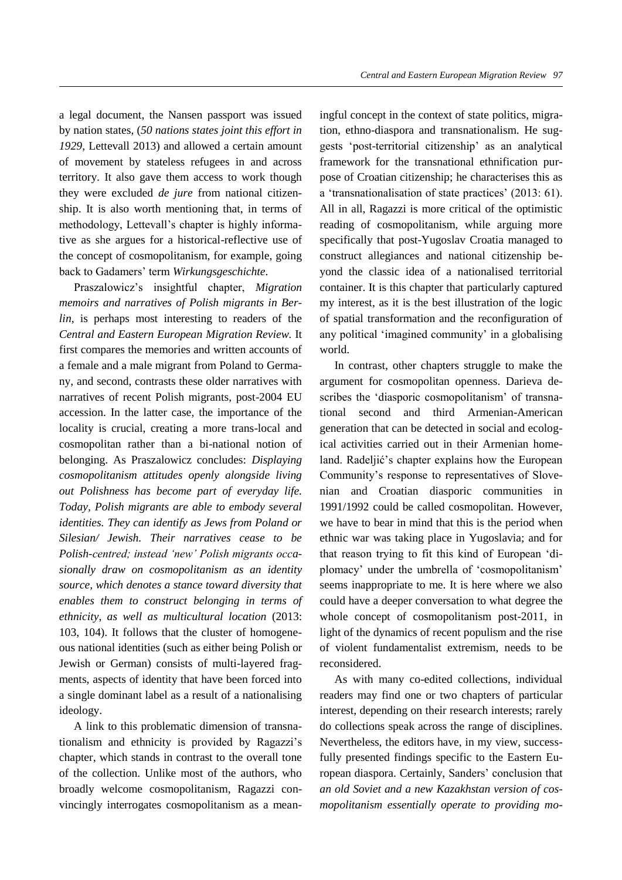a legal document, the Nansen passport was issued by nation states, (*50 nations states joint this effort in 1929*, Lettevall 2013) and allowed a certain amount of movement by stateless refugees in and across territory. It also gave them access to work though they were excluded *de jure* from national citizenship. It is also worth mentioning that, in terms of methodology, Lettevall's chapter is highly informative as she argues for a historical-reflective use of the concept of cosmopolitanism, for example, going back to Gadamers' term *Wirkungsgeschichte*.

Praszalowicz's insightful chapter, *Migration memoirs and narratives of Polish migrants in Berlin*, is perhaps most interesting to readers of the *Central and Eastern European Migration Review*. It first compares the memories and written accounts of a female and a male migrant from Poland to Germany, and second, contrasts these older narratives with narratives of recent Polish migrants, post-2004 EU accession. In the latter case, the importance of the locality is crucial, creating a more trans-local and cosmopolitan rather than a bi-national notion of belonging. As Praszalowicz concludes: *Displaying cosmopolitanism attitudes openly alongside living out Polishness has become part of everyday life. Today, Polish migrants are able to embody several identities. They can identify as Jews from Poland or Silesian/ Jewish. Their narratives cease to be Polish-centred; instead 'new' Polish migrants occasionally draw on cosmopolitanism as an identity source, which denotes a stance toward diversity that enables them to construct belonging in terms of ethnicity, as well as multicultural location* (2013: 103, 104). It follows that the cluster of homogeneous national identities (such as either being Polish or Jewish or German) consists of multi-layered fragments, aspects of identity that have been forced into a single dominant label as a result of a nationalising ideology.

A link to this problematic dimension of transnationalism and ethnicity is provided by Ragazzi's chapter, which stands in contrast to the overall tone of the collection. Unlike most of the authors, who broadly welcome cosmopolitanism, Ragazzi convincingly interrogates cosmopolitanism as a meaningful concept in the context of state politics, migration, ethno-diaspora and transnationalism. He suggests 'post-territorial citizenship' as an analytical framework for the transnational ethnification purpose of Croatian citizenship; he characterises this as a 'transnationalisation of state practices' (2013: 61). All in all, Ragazzi is more critical of the optimistic reading of cosmopolitanism, while arguing more specifically that post-Yugoslav Croatia managed to construct allegiances and national citizenship beyond the classic idea of a nationalised territorial container. It is this chapter that particularly captured my interest, as it is the best illustration of the logic of spatial transformation and the reconfiguration of any political 'imagined community' in a globalising world.

In contrast, other chapters struggle to make the argument for cosmopolitan openness. Darieva describes the 'diasporic cosmopolitanism' of transnational second and third Armenian-American generation that can be detected in social and ecological activities carried out in their Armenian homeland. Radeljić's chapter explains how the European Community's response to representatives of Slovenian and Croatian diasporic communities in 1991/1992 could be called cosmopolitan. However, we have to bear in mind that this is the period when ethnic war was taking place in Yugoslavia; and for that reason trying to fit this kind of European 'diplomacy' under the umbrella of 'cosmopolitanism' seems inappropriate to me. It is here where we also could have a deeper conversation to what degree the whole concept of cosmopolitanism post-2011, in light of the dynamics of recent populism and the rise of violent fundamentalist extremism, needs to be reconsidered.

As with many co-edited collections, individual readers may find one or two chapters of particular interest, depending on their research interests; rarely do collections speak across the range of disciplines. Nevertheless, the editors have, in my view, successfully presented findings specific to the Eastern European diaspora. Certainly, Sanders' conclusion that *an old Soviet and a new Kazakhstan version of cosmopolitanism essentially operate to providing mo-*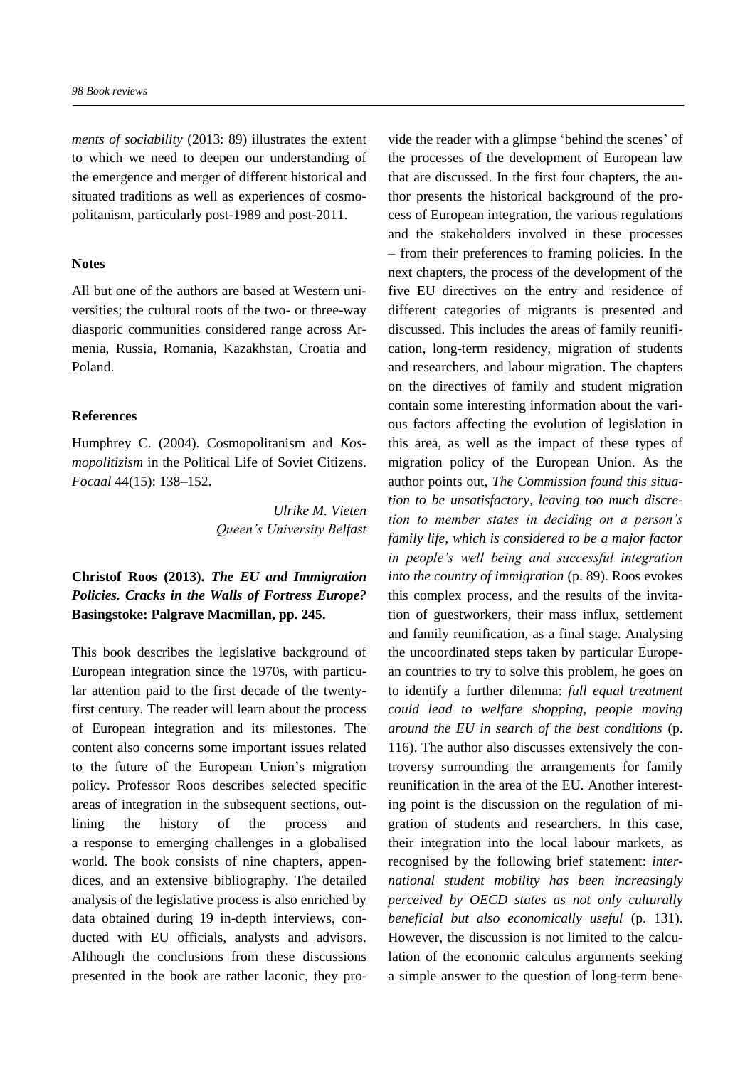*ments of sociability* (2013: 89) illustrates the extent to which we need to deepen our understanding of the emergence and merger of different historical and situated traditions as well as experiences of cosmopolitanism, particularly post-1989 and post-2011.

### Notes

All but one of the authors are based at Western universities; the cultural roots of the two- or three-way diasporic communities considered range across Armenia, Russia, Romania, Kazakhstan, Croatia and Poland.

### References

Humphrey C. (2004). Cosmopolitanism and *Kosmopolitizism* in the Political Life of Soviet Citizens. *Focaal* 44(15): 138–152.

*Ulrike M. Vieten*
*Queen's University Belfast*

### Christof Roos (2013). *The EU and Immigration Policies. Cracks in the Walls of Fortress Europe?* Basingstoke: Palgrave Macmillan, pp. 245.

This book describes the legislative background of European integration since the 1970s, with particular attention paid to the first decade of the twenty-first century. The reader will learn about the process of European integration and its milestones. The content also concerns some important issues related to the future of the European Union's migration policy. Professor Roos describes selected specific areas of integration in the subsequent sections, outlining the history of the process and a response to emerging challenges in a globalised world. The book consists of nine chapters, appendices, and an extensive bibliography. The detailed analysis of the legislative process is also enriched by data obtained during 19 in-depth interviews, conducted with EU officials, analysts and advisors. Although the conclusions from these discussions presented in the book are rather laconic, they provide the reader with a glimpse 'behind the scenes' of the processes of the development of European law that are discussed. In the first four chapters, the author presents the historical background of the process of European integration, the various regulations and the stakeholders involved in these processes – from their preferences to framing policies. In the next chapters, the process of the development of the five EU directives on the entry and residence of different categories of migrants is presented and discussed. This includes the areas of family reunification, long-term residency, migration of students and researchers, and labour migration. The chapters on the directives of family and student migration contain some interesting information about the various factors affecting the evolution of legislation in this area, as well as the impact of these types of migration policy of the European Union. As the author points out, *The Commission found this situation to be unsatisfactory, leaving too much discretion to member states in deciding on a person's family life, which is considered to be a major factor in people's well being and successful integration into the country of immigration* (p. 89). Roos evokes this complex process, and the results of the invitation of guestworkers, their mass influx, settlement and family reunification, as a final stage. Analysing the uncoordinated steps taken by particular European countries to try to solve this problem, he goes on to identify a further dilemma: *full equal treatment could lead to welfare shopping, people moving around the EU in search of the best conditions* (p. 116). The author also discusses extensively the controversy surrounding the arrangements for family reunification in the area of the EU. Another interesting point is the discussion on the regulation of migration of students and researchers. In this case, their integration into the local labour markets, as recognised by the following brief statement: *international student mobility has been increasingly perceived by OECD states as not only culturally beneficial but also economically useful* (p. 131). However, the discussion is not limited to the calculation of the economic calculus arguments seeking a simple answer to the question of long-term bene-